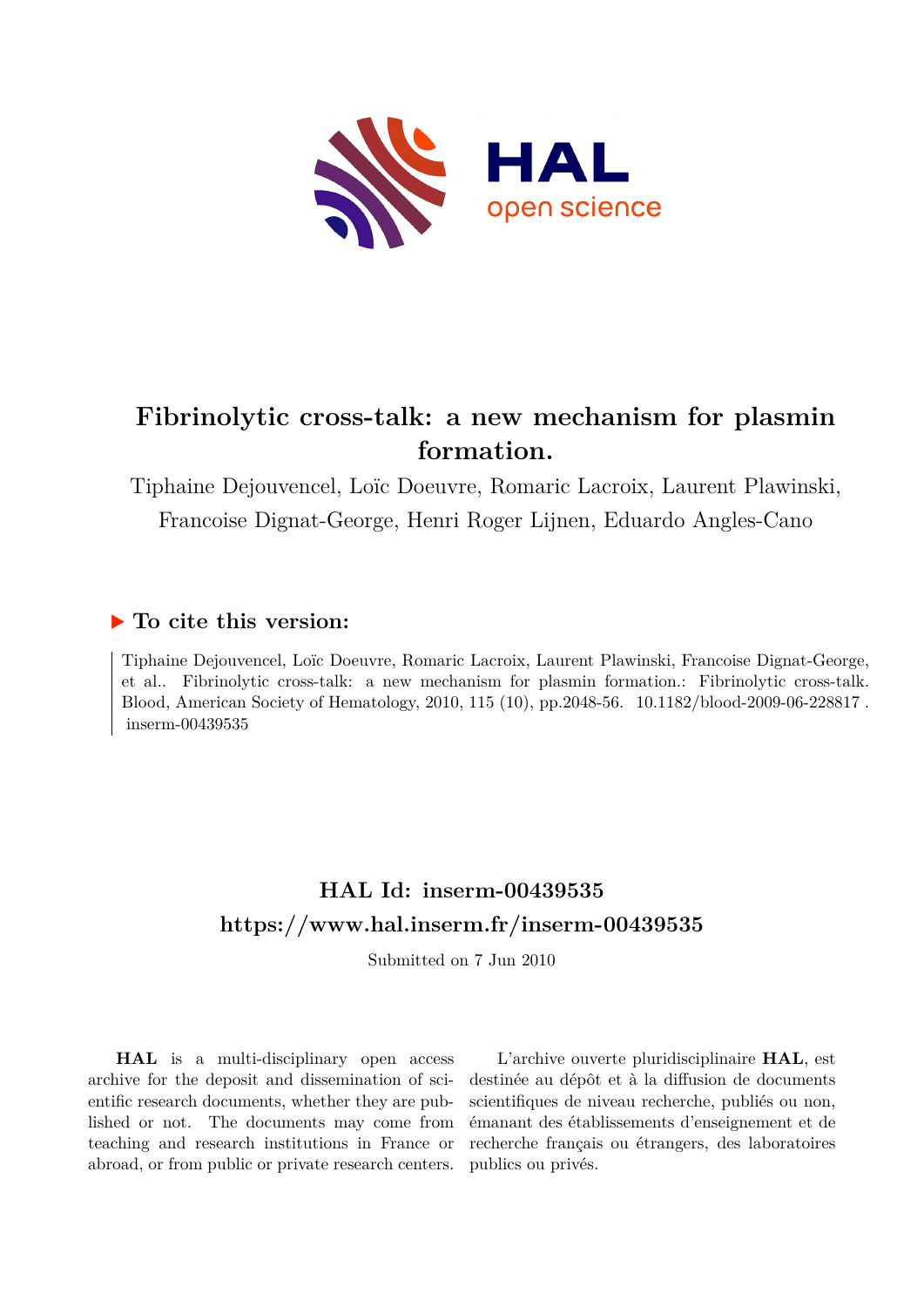# Fibrinolytic cross-talk: a new mechanism for plasmin formation.

Tiphaine Dejouvencel, Loïc Doeuvre, Romaric Lacroix, Laurent Plawinski, Francoise Dignat-George, Henri Roger Lijnen, Eduardo Angles-Cano

## ▶ To cite this version:

Tiphaine Dejouvencel, Loïc Doeuvre, Romaric Lacroix, Laurent Plawinski, Francoise Dignat-George, et al.. Fibrinolytic cross-talk: a new mechanism for plasmin formation.: Fibrinolytic cross-talk. Blood, American Society of Hematology, 2010, 115 (10), pp.2048-56. 10.1182/blood-2009-06-228817 . inserm-00439535

## HAL Id: inserm-00439535

## https://www.hal.inserm.fr/inserm-00439535

Submitted on 7 Jun 2010

**HAL** is a multi-disciplinary open access archive for the deposit and dissemination of scientific research documents, whether they are published or not. The documents may come from teaching and research institutions in France or abroad, or from public or private research centers.

L'archive ouverte pluridisciplinaire **HAL**, est destinée au dépôt et à la diffusion de documents scientifiques de niveau recherche, publiés ou non, émanant des établissements d'enseignement et de recherche français ou étrangers, des laboratoires publics ou privés.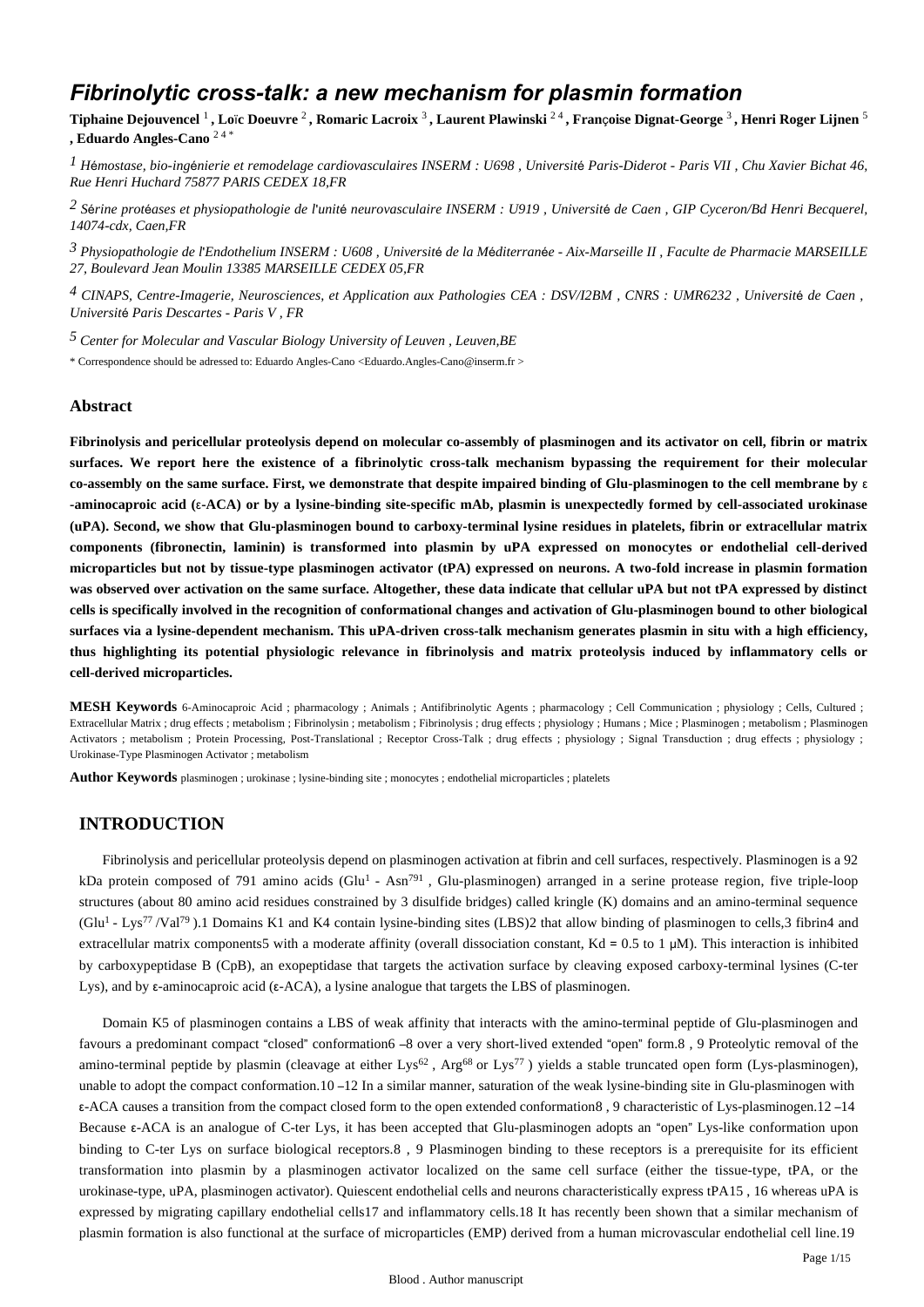# Fibrinolytic cross-talk: a new mechanism for plasmin formation

**Tiphaine Dejouvencel** [1] **, Loïc Doeuvre** [2] **, Romaric Lacroix** [3] **, Laurent Plawinski** [2 4] **, Françoise Dignat-George** [3] **, Henri Roger Lijnen** [5] **, Eduardo Angles-Cano** [2 4 *]

[1] *Hémostase, bio-ingénierie et remodelage cardiovasculaires INSERM : U698 , Université Paris-Diderot - Paris VII , Chu Xavier Bichat 46, Rue Henri Huchard 75877 PARIS CEDEX 18,FR*

[2] *Sérine protéases et physiopathologie de l'unité neurovasculaire INSERM : U919 , Université de Caen , GIP Cyceron/Bd Henri Becquerel, 14074-cdx, Caen,FR*

[3] *Physiopathologie de l'Endothelium INSERM : U608 , Université de la Méditerranée - Aix-Marseille II , Faculte de Pharmacie MARSEILLE 27, Boulevard Jean Moulin 13385 MARSEILLE CEDEX 05,FR*

[4] *CINAPS, Centre-Imagerie, Neurosciences, et Application aux Pathologies CEA : DSV/I2BM , CNRS : UMR6232 , Université de Caen , Université Paris Descartes - Paris V , FR*

[5] *Center for Molecular and Vascular Biology University of Leuven , Leuven,BE*

\* Correspondence should be adressed to: Eduardo Angles-Cano <Eduardo.Angles-Cano@inserm.fr >

## Abstract

**Fibrinolysis and pericellular proteolysis depend on molecular co-assembly of plasminogen and its activator on cell, fibrin or matrix surfaces. We report here the existence of a fibrinolytic cross-talk mechanism bypassing the requirement for their molecular co-assembly on the same surface. First, we demonstrate that despite impaired binding of Glu-plasminogen to the cell membrane by ε-aminocaproic acid (ε-ACA) or by a lysine-binding site-specific mAb, plasmin is unexpectedly formed by cell-associated urokinase (uPA). Second, we show that Glu-plasminogen bound to carboxy-terminal lysine residues in platelets, fibrin or extracellular matrix components (fibronectin, laminin) is transformed into plasmin by uPA expressed on monocytes or endothelial cell-derived microparticles but not by tissue-type plasminogen activator (tPA) expressed on neurons. A two-fold increase in plasmin formation was observed over activation on the same surface. Altogether, these data indicate that cellular uPA but not tPA expressed by distinct cells is specifically involved in the recognition of conformational changes and activation of Glu-plasminogen bound to other biological surfaces via a lysine-dependent mechanism. This uPA-driven cross-talk mechanism generates plasmin in situ with a high efficiency, thus highlighting its potential physiologic relevance in fibrinolysis and matrix proteolysis induced by inflammatory cells or cell-derived microparticles.**

**MESH Keywords** 6-Aminocaproic Acid ; pharmacology ; Animals ; Antifibrinolytic Agents ; pharmacology ; Cell Communication ; physiology ; Cells, Cultured ; Extracellular Matrix ; drug effects ; metabolism ; Fibrinolysin ; metabolism ; Fibrinolysis ; drug effects ; physiology ; Humans ; Mice ; Plasminogen ; metabolism ; Plasminogen Activators ; metabolism ; Protein Processing, Post-Translational ; Receptor Cross-Talk ; drug effects ; physiology ; Signal Transduction ; drug effects ; physiology ; Urokinase-Type Plasminogen Activator ; metabolism

**Author Keywords** plasminogen ; urokinase ; lysine-binding site ; monocytes ; endothelial microparticles ; platelets

## INTRODUCTION

Fibrinolysis and pericellular proteolysis depend on plasminogen activation at fibrin and cell surfaces, respectively. Plasminogen is a 92 kDa protein composed of 791 amino acids ($Glu^{1}$ - $Asn^{791}$ , Glu-plasminogen) arranged in a serine protease region, five triple-loop structures (about 80 amino acid residues constrained by 3 disulfide bridges) called kringle (K) domains and an amino-terminal sequence ($Glu^{1}$ - $Lys^{77}$ /$Val^{79}$ ).1 Domains K1 and K4 contain lysine-binding sites (LBS)2 that allow binding of plasminogen to cells,3 fibrin4 and extracellular matrix components5 with a moderate affinity (overall dissociation constant, Kd = 0.5 to 1 μM). This interaction is inhibited by carboxypeptidase B (CpB), an exopeptidase that targets the activation surface by cleaving exposed carboxy-terminal lysines (C-ter Lys), and by ε-aminocaproic acid (ε-ACA), a lysine analogue that targets the LBS of plasminogen.

Domain K5 of plasminogen contains a LBS of weak affinity that interacts with the amino-terminal peptide of Glu-plasminogen and favours a predominant compact "closed" conformation6 –8 over a very short-lived extended "open" form.8 , 9 Proteolytic removal of the amino-terminal peptide by plasmin (cleavage at either $Lys^{62}$ , $Arg^{68}$ or $Lys^{77}$ ) yields a stable truncated open form (Lys-plasminogen), unable to adopt the compact conformation.10 –12 In a similar manner, saturation of the weak lysine-binding site in Glu-plasminogen with ε-ACA causes a transition from the compact closed form to the open extended conformation8 , 9 characteristic of Lys-plasminogen.12 –14 Because ε-ACA is an analogue of C-ter Lys, it has been accepted that Glu-plasminogen adopts an "open" Lys-like conformation upon binding to C-ter Lys on surface biological receptors.8 , 9 Plasminogen binding to these receptors is a prerequisite for its efficient transformation into plasmin by a plasminogen activator localized on the same cell surface (either the tissue-type, tPA, or the urokinase-type, uPA, plasminogen activator). Quiescent endothelial cells and neurons characteristically express tPA15 , 16 whereas uPA is expressed by migrating capillary endothelial cells17 and inflammatory cells.18 It has recently been shown that a similar mechanism of plasmin formation is also functional at the surface of microparticles (EMP) derived from a human microvascular endothelial cell line.19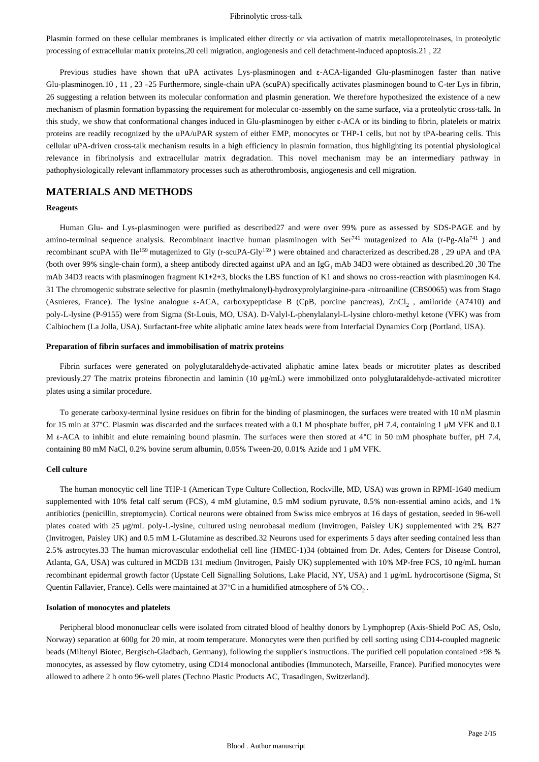Plasmin formed on these cellular membranes is implicated either directly or via activation of matrix metalloproteinases, in proteolytic processing of extracellular matrix proteins,20 cell migration, angiogenesis and cell detachment-induced apoptosis.21 , 22

Previous studies have shown that uPA activates Lys-plasminogen and ε-ACA-liganded Glu-plasminogen faster than native Glu-plasminogen.10 , 11 , 23 –25 Furthermore, single-chain uPA (scuPA) specifically activates plasminogen bound to C-ter Lys in fibrin, 26 suggesting a relation between its molecular conformation and plasmin generation. We therefore hypothesized the existence of a new mechanism of plasmin formation bypassing the requirement for molecular co-assembly on the same surface, via a proteolytic cross-talk. In this study, we show that conformational changes induced in Glu-plasminogen by either ε-ACA or its binding to fibrin, platelets or matrix proteins are readily recognized by the uPA/uPAR system of either EMP, monocytes or THP-1 cells, but not by tPA-bearing cells. This cellular uPA-driven cross-talk mechanism results in a high efficiency in plasmin formation, thus highlighting its potential physiological relevance in fibrinolysis and extracellular matrix degradation. This novel mechanism may be an intermediary pathway in pathophysiologically relevant inflammatory processes such as atherothrombosis, angiogenesis and cell migration.

## MATERIALS AND METHODS

### Reagents

Human Glu- and Lys-plasminogen were purified as described27 and were over 99% pure as assessed by SDS-PAGE and by amino-terminal sequence analysis. Recombinant inactive human plasminogen with $Ser^{741}$ mutagenized to Ala (r-Pg-$Ala^{741}$ ) and recombinant scuPA with $Ile^{159}$ mutagenized to Gly (r-scuPA-$Gly^{159}$ ) were obtained and characterized as described.28 , 29 uPA and tPA (both over 99% single-chain form), a sheep antibody directed against uPA and an $IgG_1$ mAb 34D3 were obtained as described.20 ,30 The mAb 34D3 reacts with plasminogen fragment K1+2+3, blocks the LBS function of K1 and shows no cross-reaction with plasminogen K4. 31 The chromogenic substrate selective for plasmin (methylmalonyl)-hydroxyprolylarginine-para -nitroaniline (CBS0065) was from Stago (Asnieres, France). The lysine analogue ε-ACA, carboxypeptidase B (CpB, porcine pancreas), $ZnCl_2$ , amiloride (A7410) and poly-L-lysine (P-9155) were from Sigma (St-Louis, MO, USA). D-Valyl-L-phenylalanyl-L-lysine chloro-methyl ketone (VFK) was from Calbiochem (La Jolla, USA). Surfactant-free white aliphatic amine latex beads were from Interfacial Dynamics Corp (Portland, USA).

### Preparation of fibrin surfaces and immobilisation of matrix proteins

Fibrin surfaces were generated on polyglutaraldehyde-activated aliphatic amine latex beads or microtiter plates as described previously.27 The matrix proteins fibronectin and laminin (10 μg/mL) were immobilized onto polyglutaraldehyde-activated microtiter plates using a similar procedure.

To generate carboxy-terminal lysine residues on fibrin for the binding of plasminogen, the surfaces were treated with 10 nM plasmin for 15 min at 37°C. Plasmin was discarded and the surfaces treated with a 0.1 M phosphate buffer, pH 7.4, containing 1 μM VFK and 0.1 M ε-ACA to inhibit and elute remaining bound plasmin. The surfaces were then stored at 4°C in 50 mM phosphate buffer, pH 7.4, containing 80 mM NaCl, 0.2% bovine serum albumin, 0.05% Tween-20, 0.01% Azide and 1 μM VFK.

### Cell culture

The human monocytic cell line THP-1 (American Type Culture Collection, Rockville, MD, USA) was grown in RPMI-1640 medium supplemented with 10% fetal calf serum (FCS), 4 mM glutamine, 0.5 mM sodium pyruvate, 0.5% non-essential amino acids, and 1% antibiotics (penicillin, streptomycin). Cortical neurons were obtained from Swiss mice embryos at 16 days of gestation, seeded in 96-well plates coated with 25 μg/mL poly-L-lysine, cultured using neurobasal medium (Invitrogen, Paisley UK) supplemented with 2% B27 (Invitrogen, Paisley UK) and 0.5 mM L-Glutamine as described.32 Neurons used for experiments 5 days after seeding contained less than 2.5% astrocytes.33 The human microvascular endothelial cell line (HMEC-1)34 (obtained from Dr. Ades, Centers for Disease Control, Atlanta, GA, USA) was cultured in MCDB 131 medium (Invitrogen, Paisly UK) supplemented with 10% MP-free FCS, 10 ng/mL human recombinant epidermal growth factor (Upstate Cell Signalling Solutions, Lake Placid, NY, USA) and 1 μg/mL hydrocortisone (Sigma, St Quentin Fallavier, France). Cells were maintained at 37°C in a humidified atmosphere of 5% $CO_2$ .

### Isolation of monocytes and platelets

Peripheral blood mononuclear cells were isolated from citrated blood of healthy donors by Lymphoprep (Axis-Shield PoC AS, Oslo, Norway) separation at 600g for 20 min, at room temperature. Monocytes were then purified by cell sorting using CD14-coupled magnetic beads (Miltenyl Biotec, Bergisch-Gladbach, Germany), following the supplier's instructions. The purified cell population contained >98 % monocytes, as assessed by flow cytometry, using CD14 monoclonal antibodies (Immunotech, Marseille, France). Purified monocytes were allowed to adhere 2 h onto 96-well plates (Techno Plastic Products AC, Trasadingen, Switzerland).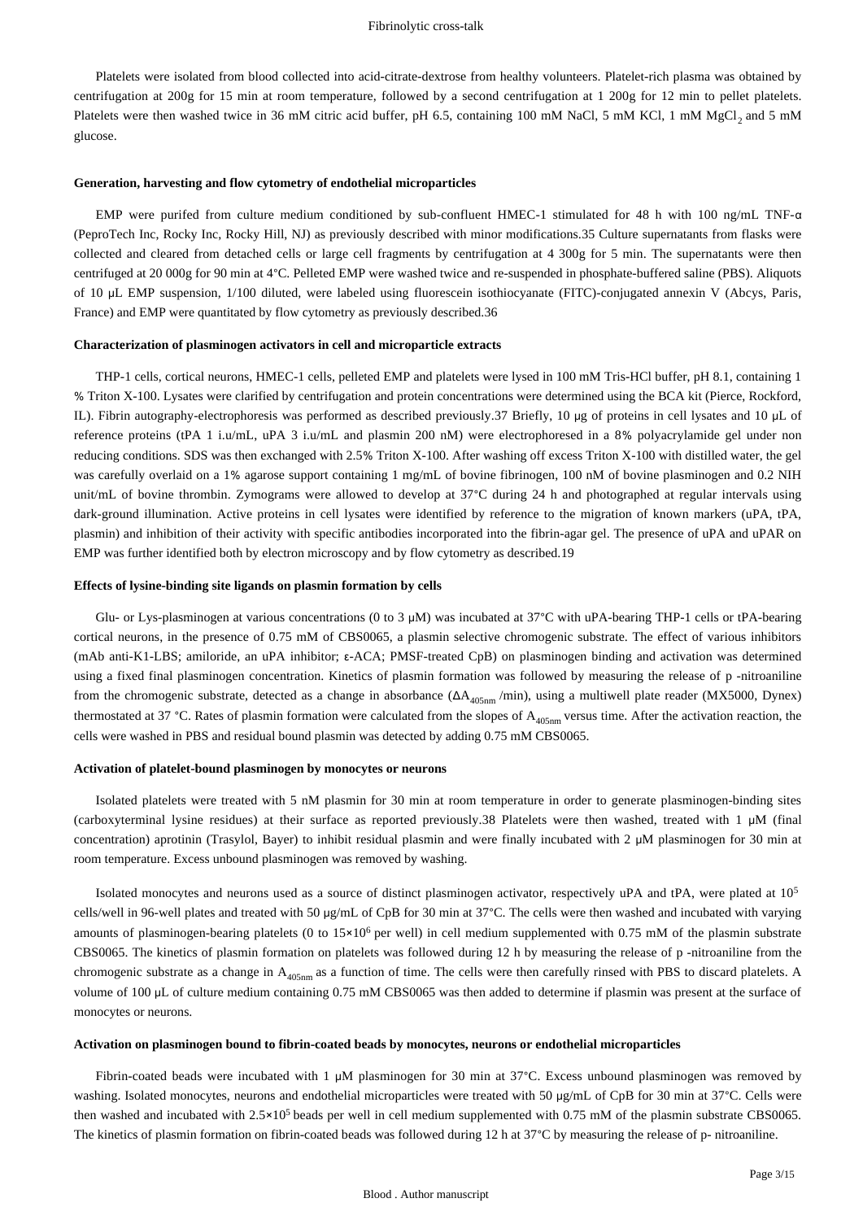Platelets were isolated from blood collected into acid-citrate-dextrose from healthy volunteers. Platelet-rich plasma was obtained by centrifugation at 200g for 15 min at room temperature, followed by a second centrifugation at 1 200g for 12 min to pellet platelets. Platelets were then washed twice in 36 mM citric acid buffer, pH 6.5, containing 100 mM NaCl, 5 mM KCl, 1 mM $MgCl_2$ and 5 mM glucose.

### Generation, harvesting and flow cytometry of endothelial microparticles

EMP were purifed from culture medium conditioned by sub-confluent HMEC-1 stimulated for 48 h with 100 ng/mL TNF-α (PeproTech Inc, Rocky Inc, Rocky Hill, NJ) as previously described with minor modifications.35 Culture supernatants from flasks were collected and cleared from detached cells or large cell fragments by centrifugation at 4 300g for 5 min. The supernatants were then centrifuged at 20 000g for 90 min at 4°C. Pelleted EMP were washed twice and re-suspended in phosphate-buffered saline (PBS). Aliquots of 10 μL EMP suspension, 1/100 diluted, were labeled using fluorescein isothiocyanate (FITC)-conjugated annexin V (Abcys, Paris, France) and EMP were quantitated by flow cytometry as previously described.36

### Characterization of plasminogen activators in cell and microparticle extracts

THP-1 cells, cortical neurons, HMEC-1 cells, pelleted EMP and platelets were lysed in 100 mM Tris-HCl buffer, pH 8.1, containing 1 % Triton X-100. Lysates were clarified by centrifugation and protein concentrations were determined using the BCA kit (Pierce, Rockford, IL). Fibrin autography-electrophoresis was performed as described previously.37 Briefly, 10 μg of proteins in cell lysates and 10 μL of reference proteins (tPA 1 i.u/mL, uPA 3 i.u/mL and plasmin 200 nM) were electrophoresed in a 8% polyacrylamide gel under non reducing conditions. SDS was then exchanged with 2.5% Triton X-100. After washing off excess Triton X-100 with distilled water, the gel was carefully overlaid on a 1% agarose support containing 1 mg/mL of bovine fibrinogen, 100 nM of bovine plasminogen and 0.2 NIH unit/mL of bovine thrombin. Zymograms were allowed to develop at 37°C during 24 h and photographed at regular intervals using dark-ground illumination. Active proteins in cell lysates were identified by reference to the migration of known markers (uPA, tPA, plasmin) and inhibition of their activity with specific antibodies incorporated into the fibrin-agar gel. The presence of uPA and uPAR on EMP was further identified both by electron microscopy and by flow cytometry as described.19

### Effects of lysine-binding site ligands on plasmin formation by cells

Glu- or Lys-plasminogen at various concentrations (0 to 3 μM) was incubated at 37°C with uPA-bearing THP-1 cells or tPA-bearing cortical neurons, in the presence of 0.75 mM of CBS0065, a plasmin selective chromogenic substrate. The effect of various inhibitors (mAb anti-K1-LBS; amiloride, an uPA inhibitor; ε-ACA; PMSF-treated CpB) on plasminogen binding and activation was determined using a fixed final plasminogen concentration. Kinetics of plasmin formation was followed by measuring the release of p -nitroaniline from the chromogenic substrate, detected as a change in absorbance ($\Delta A_{405nm}$ /min), using a multiwell plate reader (MX5000, Dynex) thermostated at 37 °C. Rates of plasmin formation were calculated from the slopes of $A_{405nm}$ versus time. After the activation reaction, the cells were washed in PBS and residual bound plasmin was detected by adding 0.75 mM CBS0065.

### Activation of platelet-bound plasminogen by monocytes or neurons

Isolated platelets were treated with 5 nM plasmin for 30 min at room temperature in order to generate plasminogen-binding sites (carboxyterminal lysine residues) at their surface as reported previously.38 Platelets were then washed, treated with 1 μM (final concentration) aprotinin (Trasylol, Bayer) to inhibit residual plasmin and were finally incubated with 2 μM plasminogen for 30 min at room temperature. Excess unbound plasminogen was removed by washing.

Isolated monocytes and neurons used as a source of distinct plasminogen activator, respectively uPA and tPA, were plated at $10^5$ cells/well in 96-well plates and treated with 50 μg/mL of CpB for 30 min at 37°C. The cells were then washed and incubated with varying amounts of plasminogen-bearing platelets (0 to $15\times10^6$ per well) in cell medium supplemented with 0.75 mM of the plasmin substrate CBS0065. The kinetics of plasmin formation on platelets was followed during 12 h by measuring the release of p -nitroaniline from the chromogenic substrate as a change in $A_{405nm}$ as a function of time. The cells were then carefully rinsed with PBS to discard platelets. A volume of 100 μL of culture medium containing 0.75 mM CBS0065 was then added to determine if plasmin was present at the surface of monocytes or neurons.

### Activation on plasminogen bound to fibrin-coated beads by monocytes, neurons or endothelial microparticles

Fibrin-coated beads were incubated with 1 μM plasminogen for 30 min at 37°C. Excess unbound plasminogen was removed by washing. Isolated monocytes, neurons and endothelial microparticles were treated with 50 μg/mL of CpB for 30 min at 37°C. Cells were then washed and incubated with $2.5\times10^5$ beads per well in cell medium supplemented with 0.75 mM of the plasmin substrate CBS0065. The kinetics of plasmin formation on fibrin-coated beads was followed during 12 h at 37°C by measuring the release of p- nitroaniline.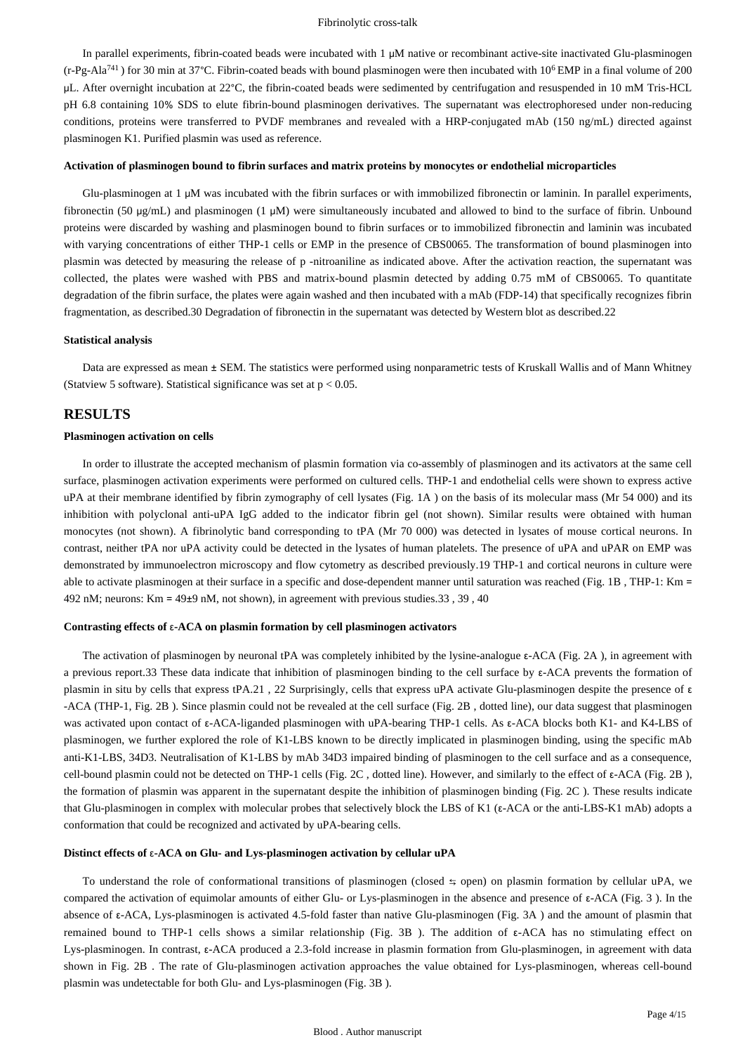In parallel experiments, fibrin-coated beads were incubated with 1 μM native or recombinant active-site inactivated Glu-plasminogen (r-Pg-Ala[741]) for 30 min at 37°C. Fibrin-coated beads with bound plasminogen were then incubated with $10^6$ EMP in a final volume of 200 μL. After overnight incubation at 22°C, the fibrin-coated beads were sedimented by centrifugation and resuspended in 10 mM Tris-HCL pH 6.8 containing 10% SDS to elute fibrin-bound plasminogen derivatives. The supernatant was electrophoresed under non-reducing conditions, proteins were transferred to PVDF membranes and revealed with a HRP-conjugated mAb (150 ng/mL) directed against plasminogen K1. Purified plasmin was used as reference.

#### Activation of plasminogen bound to fibrin surfaces and matrix proteins by monocytes or endothelial microparticles

Glu-plasminogen at 1 μM was incubated with the fibrin surfaces or with immobilized fibronectin or laminin. In parallel experiments, fibronectin (50 μg/mL) and plasminogen (1 μM) were simultaneously incubated and allowed to bind to the surface of fibrin. Unbound proteins were discarded by washing and plasminogen bound to fibrin surfaces or to immobilized fibronectin and laminin was incubated with varying concentrations of either THP-1 cells or EMP in the presence of CBS0065. The transformation of bound plasminogen into plasmin was detected by measuring the release of p -nitroaniline as indicated above. After the activation reaction, the supernatant was collected, the plates were washed with PBS and matrix-bound plasmin detected by adding 0.75 mM of CBS0065. To quantitate degradation of the fibrin surface, the plates were again washed and then incubated with a mAb (FDP-14) that specifically recognizes fibrin fragmentation, as described.30 Degradation of fibronectin in the supernatant was detected by Western blot as described.22

#### Statistical analysis

Data are expressed as mean ± SEM. The statistics were performed using nonparametric tests of Kruskall Wallis and of Mann Whitney (Statview 5 software). Statistical significance was set at $p < 0.05$.

## RESULTS

#### Plasminogen activation on cells

In order to illustrate the accepted mechanism of plasmin formation via co-assembly of plasminogen and its activators at the same cell surface, plasminogen activation experiments were performed on cultured cells. THP-1 and endothelial cells were shown to express active uPA at their membrane identified by fibrin zymography of cell lysates (Fig. 1A ) on the basis of its molecular mass (Mr 54 000) and its inhibition with polyclonal anti-uPA IgG added to the indicator fibrin gel (not shown). Similar results were obtained with human monocytes (not shown). A fibrinolytic band corresponding to tPA (Mr 70 000) was detected in lysates of mouse cortical neurons. In contrast, neither tPA nor uPA activity could be detected in the lysates of human platelets. The presence of uPA and uPAR on EMP was demonstrated by immunoelectron microscopy and flow cytometry as described previously.19 THP-1 and cortical neurons in culture were able to activate plasminogen at their surface in a specific and dose-dependent manner until saturation was reached (Fig. 1B , THP-1: Km = 492 nM; neurons: Km = 49±9 nM, not shown), in agreement with previous studies.33 , 39 , 40

#### Contrasting effects of ε-ACA on plasmin formation by cell plasminogen activators

The activation of plasminogen by neuronal tPA was completely inhibited by the lysine-analogue ε-ACA (Fig. 2A ), in agreement with a previous report.33 These data indicate that inhibition of plasminogen binding to the cell surface by ε-ACA prevents the formation of plasmin in situ by cells that express tPA.21 , 22 Surprisingly, cells that express uPA activate Glu-plasminogen despite the presence of ε -ACA (THP-1, Fig. 2B ). Since plasmin could not be revealed at the cell surface (Fig. 2B , dotted line), our data suggest that plasminogen was activated upon contact of ε-ACA-liganded plasminogen with uPA-bearing THP-1 cells. As ε-ACA blocks both K1- and K4-LBS of plasminogen, we further explored the role of K1-LBS known to be directly implicated in plasminogen binding, using the specific mAb anti-K1-LBS, 34D3. Neutralisation of K1-LBS by mAb 34D3 impaired binding of plasminogen to the cell surface and as a consequence, cell-bound plasmin could not be detected on THP-1 cells (Fig. 2C , dotted line). However, and similarly to the effect of ε-ACA (Fig. 2B ), the formation of plasmin was apparent in the supernatant despite the inhibition of plasminogen binding (Fig. 2C ). These results indicate that Glu-plasminogen in complex with molecular probes that selectively block the LBS of K1 (ε-ACA or the anti-LBS-K1 mAb) adopts a conformation that could be recognized and activated by uPA-bearing cells.

#### Distinct effects of ε-ACA on Glu- and Lys-plasminogen activation by cellular uPA

To understand the role of conformational transitions of plasminogen (closed ⇆ open) on plasmin formation by cellular uPA, we compared the activation of equimolar amounts of either Glu- or Lys-plasminogen in the absence and presence of ε-ACA (Fig. 3 ). In the absence of ε-ACA, Lys-plasminogen is activated 4.5-fold faster than native Glu-plasminogen (Fig. 3A ) and the amount of plasmin that remained bound to THP-1 cells shows a similar relationship (Fig. 3B ). The addition of ε-ACA has no stimulating effect on Lys-plasminogen. In contrast, ε-ACA produced a 2.3-fold increase in plasmin formation from Glu-plasminogen, in agreement with data shown in Fig. 2B . The rate of Glu-plasminogen activation approaches the value obtained for Lys-plasminogen, whereas cell-bound plasmin was undetectable for both Glu- and Lys-plasminogen (Fig. 3B ).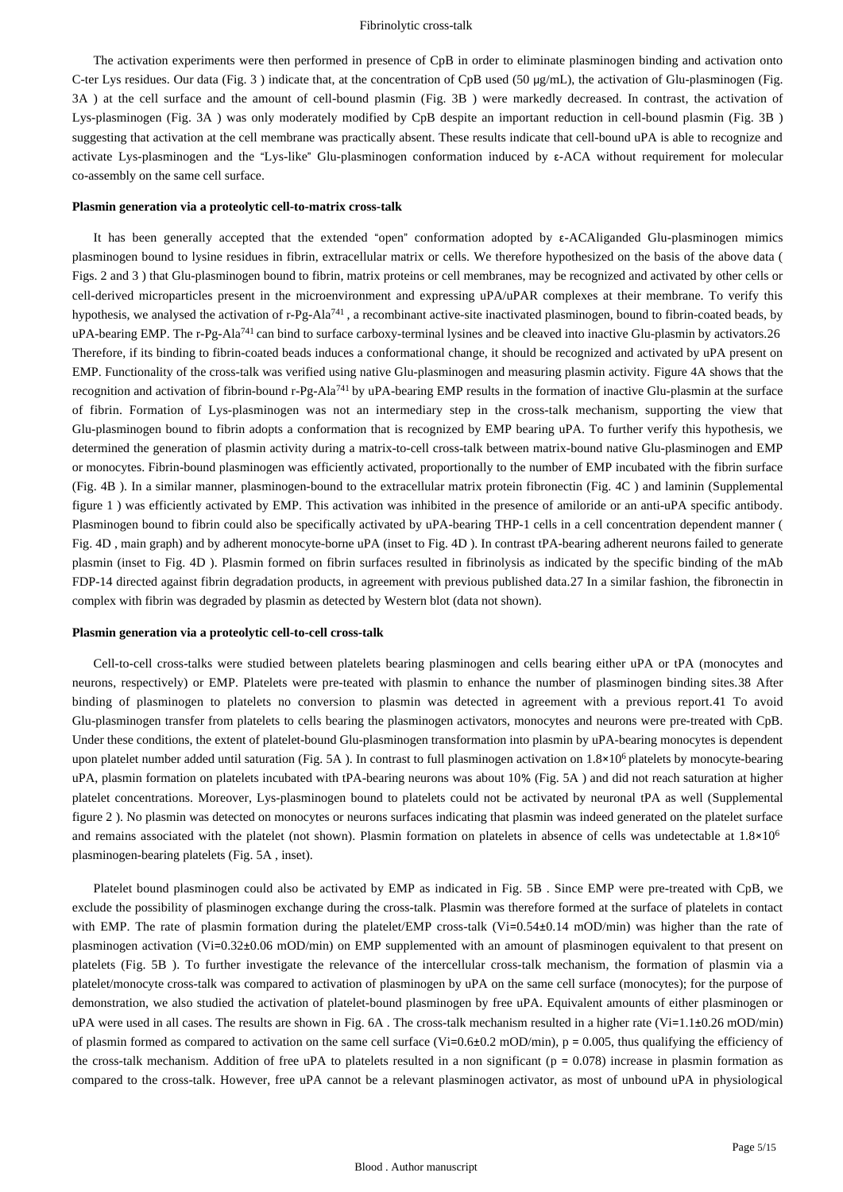The activation experiments were then performed in presence of CpB in order to eliminate plasminogen binding and activation onto C-ter Lys residues. Our data (Fig. 3 ) indicate that, at the concentration of CpB used (50 μg/mL), the activation of Glu-plasminogen (Fig. 3A ) at the cell surface and the amount of cell-bound plasmin (Fig. 3B ) were markedly decreased. In contrast, the activation of Lys-plasminogen (Fig. 3A ) was only moderately modified by CpB despite an important reduction in cell-bound plasmin (Fig. 3B ) suggesting that activation at the cell membrane was practically absent. These results indicate that cell-bound uPA is able to recognize and activate Lys-plasminogen and the "Lys-like" Glu-plasminogen conformation induced by ε-ACA without requirement for molecular co-assembly on the same cell surface.

#### Plasmin generation via a proteolytic cell-to-matrix cross-talk

It has been generally accepted that the extended "open" conformation adopted by ε-ACAliganded Glu-plasminogen mimics plasminogen bound to lysine residues in fibrin, extracellular matrix or cells. We therefore hypothesized on the basis of the above data ( Figs. 2 and 3 ) that Glu-plasminogen bound to fibrin, matrix proteins or cell membranes, may be recognized and activated by other cells or cell-derived microparticles present in the microenvironment and expressing uPA/uPAR complexes at their membrane. To verify this hypothesis, we analysed the activation of r-Pg-Ala[741] , a recombinant active-site inactivated plasminogen, bound to fibrin-coated beads, by uPA-bearing EMP. The r-Pg-Ala[741] can bind to surface carboxy-terminal lysines and be cleaved into inactive Glu-plasmin by activators.26 Therefore, if its binding to fibrin-coated beads induces a conformational change, it should be recognized and activated by uPA present on EMP. Functionality of the cross-talk was verified using native Glu-plasminogen and measuring plasmin activity. Figure 4A shows that the recognition and activation of fibrin-bound r-Pg-Ala[741] by uPA-bearing EMP results in the formation of inactive Glu-plasmin at the surface of fibrin. Formation of Lys-plasminogen was not an intermediary step in the cross-talk mechanism, supporting the view that Glu-plasminogen bound to fibrin adopts a conformation that is recognized by EMP bearing uPA. To further verify this hypothesis, we determined the generation of plasmin activity during a matrix-to-cell cross-talk between matrix-bound native Glu-plasminogen and EMP or monocytes. Fibrin-bound plasminogen was efficiently activated, proportionally to the number of EMP incubated with the fibrin surface (Fig. 4B ). In a similar manner, plasminogen-bound to the extracellular matrix protein fibronectin (Fig. 4C ) and laminin (Supplemental figure 1 ) was efficiently activated by EMP. This activation was inhibited in the presence of amiloride or an anti-uPA specific antibody. Plasminogen bound to fibrin could also be specifically activated by uPA-bearing THP-1 cells in a cell concentration dependent manner ( Fig. 4D , main graph) and by adherent monocyte-borne uPA (inset to Fig. 4D ). In contrast tPA-bearing adherent neurons failed to generate plasmin (inset to Fig. 4D ). Plasmin formed on fibrin surfaces resulted in fibrinolysis as indicated by the specific binding of the mAb FDP-14 directed against fibrin degradation products, in agreement with previous published data.27 In a similar fashion, the fibronectin in complex with fibrin was degraded by plasmin as detected by Western blot (data not shown).

#### Plasmin generation via a proteolytic cell-to-cell cross-talk

Cell-to-cell cross-talks were studied between platelets bearing plasminogen and cells bearing either uPA or tPA (monocytes and neurons, respectively) or EMP. Platelets were pre-teated with plasmin to enhance the number of plasminogen binding sites.38 After binding of plasminogen to platelets no conversion to plasmin was detected in agreement with a previous report.41 To avoid Glu-plasminogen transfer from platelets to cells bearing the plasminogen activators, monocytes and neurons were pre-treated with CpB. Under these conditions, the extent of platelet-bound Glu-plasminogen transformation into plasmin by uPA-bearing monocytes is dependent upon platelet number added until saturation (Fig. 5A ). In contrast to full plasminogen activation on $1.8\times10^6$ platelets by monocyte-bearing uPA, plasmin formation on platelets incubated with tPA-bearing neurons was about 10% (Fig. 5A ) and did not reach saturation at higher platelet concentrations. Moreover, Lys-plasminogen bound to platelets could not be activated by neuronal tPA as well (Supplemental figure 2 ). No plasmin was detected on monocytes or neurons surfaces indicating that plasmin was indeed generated on the platelet surface and remains associated with the platelet (not shown). Plasmin formation on platelets in absence of cells was undetectable at $1.8\times10^6$ plasminogen-bearing platelets (Fig. 5A , inset).

Platelet bound plasminogen could also be activated by EMP as indicated in Fig. 5B . Since EMP were pre-treated with CpB, we exclude the possibility of plasminogen exchange during the cross-talk. Plasmin was therefore formed at the surface of platelets in contact with EMP. The rate of plasmin formation during the platelet/EMP cross-talk (Vi=0.54±0.14 mOD/min) was higher than the rate of plasminogen activation (Vi=0.32±0.06 mOD/min) on EMP supplemented with an amount of plasminogen equivalent to that present on platelets (Fig. 5B ). To further investigate the relevance of the intercellular cross-talk mechanism, the formation of plasmin via a platelet/monocyte cross-talk was compared to activation of plasminogen by uPA on the same cell surface (monocytes); for the purpose of demonstration, we also studied the activation of platelet-bound plasminogen by free uPA. Equivalent amounts of either plasminogen or uPA were used in all cases. The results are shown in Fig. 6A . The cross-talk mechanism resulted in a higher rate (Vi=1.1±0.26 mOD/min) of plasmin formed as compared to activation on the same cell surface (Vi=0.6±0.2 mOD/min), $p = 0.005$, thus qualifying the efficiency of the cross-talk mechanism. Addition of free uPA to platelets resulted in a non significant ($p = 0.078$) increase in plasmin formation as compared to the cross-talk. However, free uPA cannot be a relevant plasminogen activator, as most of unbound uPA in physiological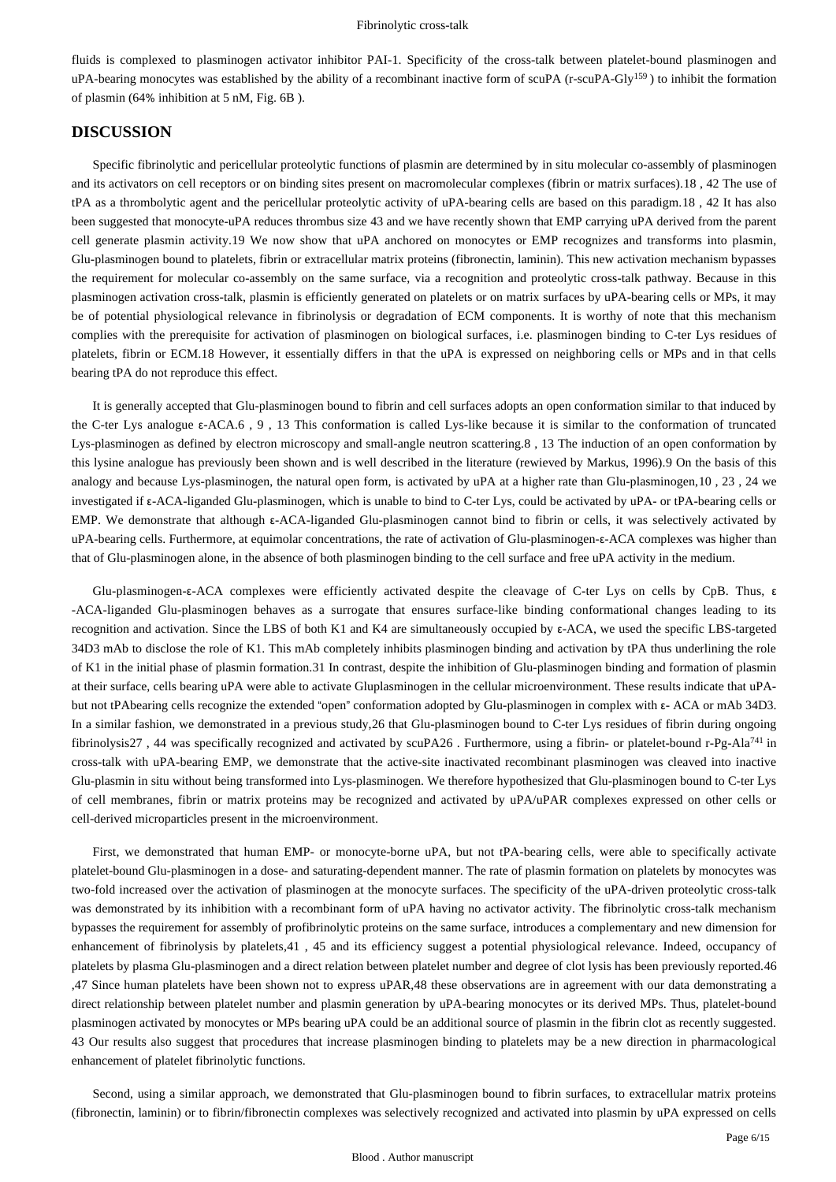fluids is complexed to plasminogen activator inhibitor PAI-1. Specificity of the cross-talk between platelet-bound plasminogen and uPA-bearing monocytes was established by the ability of a recombinant inactive form of scuPA (r-scuPA-Gly[159]) to inhibit the formation of plasmin (64% inhibition at 5 nM, Fig. 6B ).

## DISCUSSION

Specific fibrinolytic and pericellular proteolytic functions of plasmin are determined by in situ molecular co-assembly of plasminogen and its activators on cell receptors or on binding sites present on macromolecular complexes (fibrin or matrix surfaces).18 , 42 The use of tPA as a thrombolytic agent and the pericellular proteolytic activity of uPA-bearing cells are based on this paradigm.18 , 42 It has also been suggested that monocyte-uPA reduces thrombus size 43 and we have recently shown that EMP carrying uPA derived from the parent cell generate plasmin activity.19 We now show that uPA anchored on monocytes or EMP recognizes and transforms into plasmin, Glu-plasminogen bound to platelets, fibrin or extracellular matrix proteins (fibronectin, laminin). This new activation mechanism bypasses the requirement for molecular co-assembly on the same surface, via a recognition and proteolytic cross-talk pathway. Because in this plasminogen activation cross-talk, plasmin is efficiently generated on platelets or on matrix surfaces by uPA-bearing cells or MPs, it may be of potential physiological relevance in fibrinolysis or degradation of ECM components. It is worthy of note that this mechanism complies with the prerequisite for activation of plasminogen on biological surfaces, i.e. plasminogen binding to C-ter Lys residues of platelets, fibrin or ECM.18 However, it essentially differs in that the uPA is expressed on neighboring cells or MPs and in that cells bearing tPA do not reproduce this effect.

It is generally accepted that Glu-plasminogen bound to fibrin and cell surfaces adopts an open conformation similar to that induced by the C-ter Lys analogue ε-ACA.6 , 9 , 13 This conformation is called Lys-like because it is similar to the conformation of truncated Lys-plasminogen as defined by electron microscopy and small-angle neutron scattering.8 , 13 The induction of an open conformation by this lysine analogue has previously been shown and is well described in the literature (rewieved by Markus, 1996).9 On the basis of this analogy and because Lys-plasminogen, the natural open form, is activated by uPA at a higher rate than Glu-plasminogen,10 , 23 , 24 we investigated if ε-ACA-liganded Glu-plasminogen, which is unable to bind to C-ter Lys, could be activated by uPA- or tPA-bearing cells or EMP. We demonstrate that although ε-ACA-liganded Glu-plasminogen cannot bind to fibrin or cells, it was selectively activated by uPA-bearing cells. Furthermore, at equimolar concentrations, the rate of activation of Glu-plasminogen-ε-ACA complexes was higher than that of Glu-plasminogen alone, in the absence of both plasminogen binding to the cell surface and free uPA activity in the medium.

Glu-plasminogen-ε-ACA complexes were efficiently activated despite the cleavage of C-ter Lys on cells by CpB. Thus, ε -ACA-liganded Glu-plasminogen behaves as a surrogate that ensures surface-like binding conformational changes leading to its recognition and activation. Since the LBS of both K1 and K4 are simultaneously occupied by ε-ACA, we used the specific LBS-targeted 34D3 mAb to disclose the role of K1. This mAb completely inhibits plasminogen binding and activation by tPA thus underlining the role of K1 in the initial phase of plasmin formation.31 In contrast, despite the inhibition of Glu-plasminogen binding and formation of plasmin at their surface, cells bearing uPA were able to activate Gluplasminogen in the cellular microenvironment. These results indicate that uPA-but not tPAbearing cells recognize the extended "open" conformation adopted by Glu-plasminogen in complex with ε- ACA or mAb 34D3. In a similar fashion, we demonstrated in a previous study,26 that Glu-plasminogen bound to C-ter Lys residues of fibrin during ongoing fibrinolysis27 , 44 was specifically recognized and activated by scuPA26 . Furthermore, using a fibrin- or platelet-bound r-Pg-Ala[741] in cross-talk with uPA-bearing EMP, we demonstrate that the active-site inactivated recombinant plasminogen was cleaved into inactive Glu-plasmin in situ without being transformed into Lys-plasminogen. We therefore hypothesized that Glu-plasminogen bound to C-ter Lys of cell membranes, fibrin or matrix proteins may be recognized and activated by uPA/uPAR complexes expressed on other cells or cell-derived microparticles present in the microenvironment.

First, we demonstrated that human EMP- or monocyte-borne uPA, but not tPA-bearing cells, were able to specifically activate platelet-bound Glu-plasminogen in a dose- and saturating-dependent manner. The rate of plasmin formation on platelets by monocytes was two-fold increased over the activation of plasminogen at the monocyte surfaces. The specificity of the uPA-driven proteolytic cross-talk was demonstrated by its inhibition with a recombinant form of uPA having no activator activity. The fibrinolytic cross-talk mechanism bypasses the requirement for assembly of profibrinolytic proteins on the same surface, introduces a complementary and new dimension for enhancement of fibrinolysis by platelets,41 , 45 and its efficiency suggest a potential physiological relevance. Indeed, occupancy of platelets by plasma Glu-plasminogen and a direct relation between platelet number and degree of clot lysis has been previously reported.46 ,47 Since human platelets have been shown not to express uPAR,48 these observations are in agreement with our data demonstrating a direct relationship between platelet number and plasmin generation by uPA-bearing monocytes or its derived MPs. Thus, platelet-bound plasminogen activated by monocytes or MPs bearing uPA could be an additional source of plasmin in the fibrin clot as recently suggested. 43 Our results also suggest that procedures that increase plasminogen binding to platelets may be a new direction in pharmacological enhancement of platelet fibrinolytic functions.

Second, using a similar approach, we demonstrated that Glu-plasminogen bound to fibrin surfaces, to extracellular matrix proteins (fibronectin, laminin) or to fibrin/fibronectin complexes was selectively recognized and activated into plasmin by uPA expressed on cells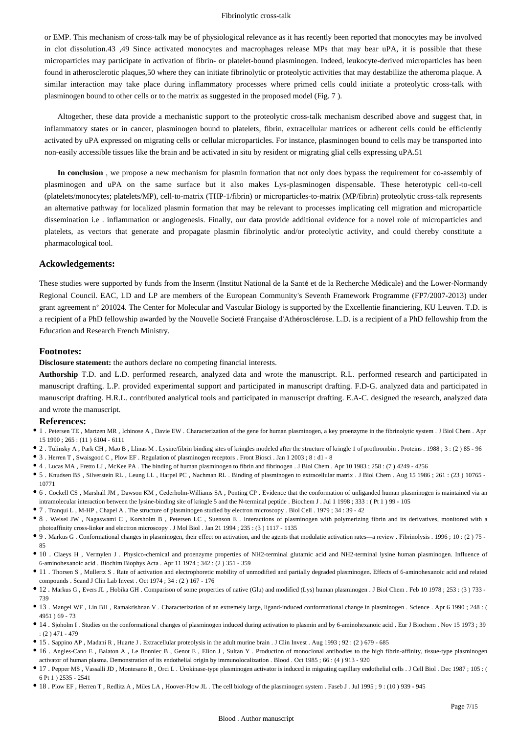or EMP. This mechanism of cross-talk may be of physiological relevance as it has recently been reported that monocytes may be involved in clot dissolution.43 ,49 Since activated monocytes and macrophages release MPs that may bear uPA, it is possible that these microparticles may participate in activation of fibrin- or platelet-bound plasminogen. Indeed, leukocyte-derived microparticles has been found in atherosclerotic plaques,50 where they can initiate fibrinolytic or proteolytic activities that may destabilize the atheroma plaque. A similar interaction may take place during inflammatory processes where primed cells could initiate a proteolytic cross-talk with plasminogen bound to other cells or to the matrix as suggested in the proposed model (Fig. 7 ).

Altogether, these data provide a mechanistic support to the proteolytic cross-talk mechanism described above and suggest that, in inflammatory states or in cancer, plasminogen bound to platelets, fibrin, extracellular matrices or adherent cells could be efficiently activated by uPA expressed on migrating cells or cellular microparticles. For instance, plasminogen bound to cells may be transported into non-easily accessible tissues like the brain and be activated in situ by resident or migrating glial cells expressing uPA.51

**In conclusion** , we propose a new mechanism for plasmin formation that not only does bypass the requirement for co-assembly of plasminogen and uPA on the same surface but it also makes Lys-plasminogen dispensable. These heterotypic cell-to-cell (platelets/monocytes; platelets/MP), cell-to-matrix (THP-1/fibrin) or microparticles-to-matrix (MP/fibrin) proteolytic cross-talk represents an alternative pathway for localized plasmin formation that may be relevant to processes implicating cell migration and microparticle dissemination i.e . inflammation or angiogenesis. Finally, our data provide additional evidence for a novel role of microparticles and platelets, as vectors that generate and propagate plasmin fibrinolytic and/or proteolytic activity, and could thereby constitute a pharmacological tool.

## Ackowledgements:

These studies were supported by funds from the Inserm (Institut National de la Santé et de la Recherche Médicale) and the Lower-Normandy Regional Council. EAC, LD and LP are members of the European Community's Seventh Framework Programme (FP7/2007-2013) under grant agreement n° 201024. The Center for Molecular and Vascular Biology is supported by the Excellentie financiering, KU Leuven. T.D. is a recipient of a PhD fellowship awarded by the Nouvelle Societé Française d'Athérosclérose. L.D. is a recipient of a PhD fellowship from the Education and Research French Ministry.

## Footnotes:

**Disclosure statement:** the authors declare no competing financial interests.

**Authorship** T.D. and L.D. performed research, analyzed data and wrote the manuscript. R.L. performed research and participated in manuscript drafting. L.P. provided experimental support and participated in manuscript drafting. F.D-G. analyzed data and participated in manuscript drafting. H.R.L. contributed analytical tools and participated in manuscript drafting. E.A-C. designed the research, analyzed data and wrote the manuscript.

## References:

- 1 . Petersen TE , Martzen MR , Ichinose A , Davie EW . Characterization of the gene for human plasminogen, a key proenzyme in the fibrinolytic system . J Biol Chem . Apr 15 1990 ; 265 : (11 ) 6104 - 6111
- 2 . Tulinsky A , Park CH , Mao B , Llinas M . Lysine/fibrin binding sites of kringles modeled after the structure of kringle 1 of prothrombin . Proteins . 1988 ; 3 : (2 ) 85 - 96
- 3 . Herren T , Swaisgood C , Plow EF . Regulation of plasminogen receptors . Front Biosci . Jan 1 2003 ; 8 : d1 - 8
- 4 . Lucas MA , Fretto LJ , McKee PA . The binding of human plasminogen to fibrin and fibrinogen . J Biol Chem . Apr 10 1983 ; 258 : (7 ) 4249 - 4256
- 5 . Knudsen BS , Silverstein RL , Leung LL , Harpel PC , Nachman RL . Binding of plasminogen to extracellular matrix . J Biol Chem . Aug 15 1986 ; 261 : (23 ) 10765 - 10771
- 6 . Cockell CS , Marshall JM , Dawson KM , Cederholm-Williams SA , Ponting CP . Evidence that the conformation of unliganded human plasminogen is maintained via an intramolecular interaction between the lysine-binding site of kringle 5 and the N-terminal peptide . Biochem J . Jul 1 1998 ; 333 : ( Pt 1 ) 99 - 105
- 7 . Tranqui L , M-HP , Chapel A . The structure of plasminogen studied by electron microscopy . Biol Cell . 1979 ; 34 : 39 - 42
- 8 . Weisel JW , Nagaswami C , Korsholm B , Petersen LC , Suenson E . Interactions of plasminogen with polymerizing fibrin and its derivatives, monitored with a photoaffinity cross-linker and electron microscopy . J Mol Biol . Jan 21 1994 ; 235 : (3 ) 1117 - 1135
- 9 . Markus G . Conformational changes in plasminogen, their effect on activation, and the agents that modulatie activation rates—a review . Fibrinolysis . 1996 ; 10 : (2 ) 75 - 85
- 10 . Claeys H , Vermylen J . Physico-chemical and proenzyme properties of NH2-terminal glutamic acid and NH2-terminal lysine human plasminogen. Influence of 6-aminohexanoic acid . Biochim Biophys Acta . Apr 11 1974 ; 342 : (2 ) 351 - 359
- 11 . Thorsen S , Mullertz S . Rate of activation and electrophoretic mobility of unmodified and partially degraded plasminogen. Effects of 6-aminohexanoic acid and related compounds . Scand J Clin Lab Invest . Oct 1974 ; 34 : (2 ) 167 - 176
- 12 . Markus G , Evers JL , Hobika GH . Comparison of some properties of native (Glu) and modified (Lys) human plasminogen . J Biol Chem . Feb 10 1978 ; 253 : (3 ) 733 - 739
- 13 . Mangel WF , Lin BH , Ramakrishnan V . Characterization of an extremely large, ligand-induced conformational change in plasminogen . Science . Apr 6 1990 ; 248 : ( 4951 ) 69 - 73
- 14 . Sjoholm I . Studies on the conformational changes of plasminogen induced during activation to plasmin and by 6-aminohexanoic acid . Eur J Biochem . Nov 15 1973 ; 39 : (2 ) 471 - 479
- 15 . Sappino AP , Madani R , Huarte J . Extracellular proteolysis in the adult murine brain . J Clin Invest . Aug 1993 ; 92 : (2 ) 679 - 685
- 16 . Angles-Cano E , Balaton A , Le Bonniec B , Genot E , Elion J , Sultan Y . Production of monoclonal antibodies to the high fibrin-affinity, tissue-type plasminogen activator of human plasma. Demonstration of its endothelial origin by immunolocalization . Blood . Oct 1985 ; 66 : (4 ) 913 - 920
- 17 . Pepper MS , Vassalli JD , Montesano R , Orci L . Urokinase-type plasminogen activator is induced in migrating capillary endothelial cells . J Cell Biol . Dec 1987 ; 105 : ( 6 Pt 1 ) 2535 - 2541
- 18 . Plow EF , Herren T , Redlitz A , Miles LA , Hoover-Plow JL . The cell biology of the plasminogen system . Faseb J . Jul 1995 ; 9 : (10 ) 939 - 945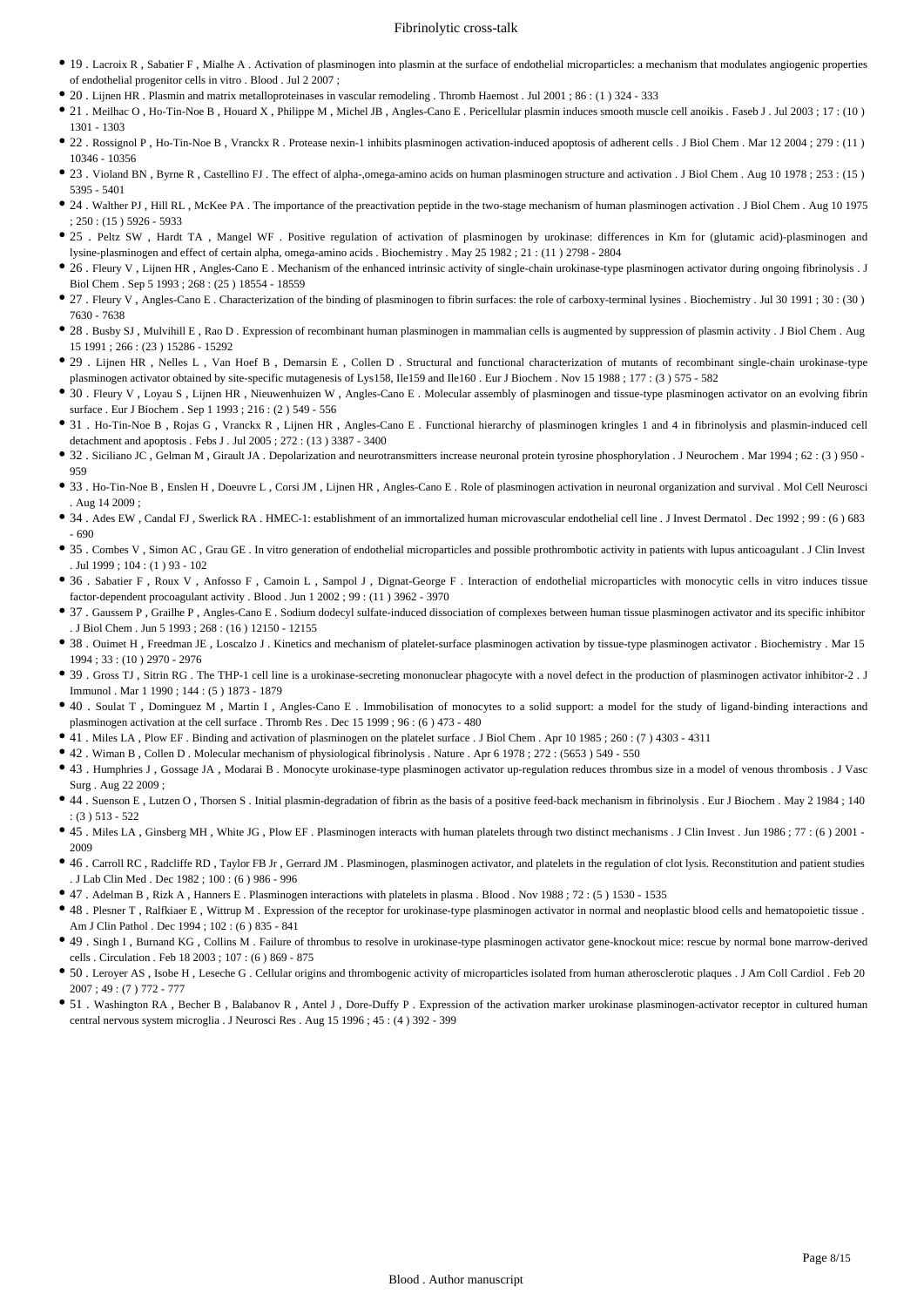- 19 . Lacroix R , Sabatier F , Mialhe A . Activation of plasminogen into plasmin at the surface of endothelial microparticles: a mechanism that modulates angiogenic properties of endothelial progenitor cells in vitro . Blood . Jul 2 2007 ;
- 20 . Lijnen HR . Plasmin and matrix metalloproteinases in vascular remodeling . Thromb Haemost . Jul 2001 ; 86 : (1 ) 324 - 333
- 21 . Meilhac O , Ho-Tin-Noe B , Houard X , Philippe M , Michel JB , Angles-Cano E . Pericellular plasmin induces smooth muscle cell anoikis . Faseb J . Jul 2003 ; 17 : (10 ) 1301 - 1303
- 22 . Rossignol P , Ho-Tin-Noe B , Vranckx R . Protease nexin-1 inhibits plasminogen activation-induced apoptosis of adherent cells . J Biol Chem . Mar 12 2004 ; 279 : (11 ) 10346 - 10356
- 23 . Violand BN , Byrne R , Castellino FJ . The effect of alpha-,omega-amino acids on human plasminogen structure and activation . J Biol Chem . Aug 10 1978 ; 253 : (15 ) 5395 - 5401
- 24 . Walther PJ , Hill RL , McKee PA . The importance of the preactivation peptide in the two-stage mechanism of human plasminogen activation . J Biol Chem . Aug 10 1975 ; 250 : (15 ) 5926 - 5933
- 25 . Peltz SW , Hardt TA , Mangel WF . Positive regulation of activation of plasminogen by urokinase: differences in Km for (glutamic acid)-plasminogen and lysine-plasminogen and effect of certain alpha, omega-amino acids . Biochemistry . May 25 1982 ; 21 : (11 ) 2798 - 2804
- 26 . Fleury V , Lijnen HR , Angles-Cano E . Mechanism of the enhanced intrinsic activity of single-chain urokinase-type plasminogen activator during ongoing fibrinolysis . J Biol Chem . Sep 5 1993 ; 268 : (25 ) 18554 - 18559
- 27 . Fleury V , Angles-Cano E . Characterization of the binding of plasminogen to fibrin surfaces: the role of carboxy-terminal lysines . Biochemistry . Jul 30 1991 ; 30 : (30 ) 7630 - 7638
- 28 . Busby SJ , Mulvihill E , Rao D . Expression of recombinant human plasminogen in mammalian cells is augmented by suppression of plasmin activity . J Biol Chem . Aug 15 1991 ; 266 : (23 ) 15286 - 15292
- 29 . Lijnen HR , Nelles L , Van Hoef B , Demarsin E , Collen D . Structural and functional characterization of mutants of recombinant single-chain urokinase-type plasminogen activator obtained by site-specific mutagenesis of Lys158, Ile159 and Ile160 . Eur J Biochem . Nov 15 1988 ; 177 : (3 ) 575 - 582
- 30 . Fleury V , Loyau S , Lijnen HR , Nieuwenhuizen W , Angles-Cano E . Molecular assembly of plasminogen and tissue-type plasminogen activator on an evolving fibrin surface . Eur J Biochem . Sep 1 1993 ; 216 : (2 ) 549 - 556
- 31 . Ho-Tin-Noe B , Rojas G , Vranckx R , Lijnen HR , Angles-Cano E . Functional hierarchy of plasminogen kringles 1 and 4 in fibrinolysis and plasmin-induced cell detachment and apoptosis . Febs J . Jul 2005 ; 272 : (13 ) 3387 - 3400
- 32 . Siciliano JC , Gelman M , Girault JA . Depolarization and neurotransmitters increase neuronal protein tyrosine phosphorylation . J Neurochem . Mar 1994 ; 62 : (3 ) 950 - 959
- 33 . Ho-Tin-Noe B , Enslen H , Doeuvre L , Corsi JM , Lijnen HR , Angles-Cano E . Role of plasminogen activation in neuronal organization and survival . Mol Cell Neurosci . Aug 14 2009 ;
- 34 . Ades EW , Candal FJ , Swerlick RA . HMEC-1: establishment of an immortalized human microvascular endothelial cell line . J Invest Dermatol . Dec 1992 ; 99 : (6 ) 683 - 690
- 35 . Combes V , Simon AC , Grau GE . In vitro generation of endothelial microparticles and possible prothrombotic activity in patients with lupus anticoagulant . J Clin Invest . Jul 1999 ; 104 : (1 ) 93 - 102
- 36 . Sabatier F , Roux V , Anfosso F , Camoin L , Sampol J , Dignat-George F . Interaction of endothelial microparticles with monocytic cells in vitro induces tissue factor-dependent procoagulant activity . Blood . Jun 1 2002 ; 99 : (11 ) 3962 - 3970
- 37 . Gaussem P , Grailhe P , Angles-Cano E . Sodium dodecyl sulfate-induced dissociation of complexes between human tissue plasminogen activator and its specific inhibitor . J Biol Chem . Jun 5 1993 ; 268 : (16 ) 12150 - 12155
- 38 . Ouimet H , Freedman JE , Loscalzo J . Kinetics and mechanism of platelet-surface plasminogen activation by tissue-type plasminogen activator . Biochemistry . Mar 15 1994 ; 33 : (10 ) 2970 - 2976
- 39 . Gross TJ , Sitrin RG . The THP-1 cell line is a urokinase-secreting mononuclear phagocyte with a novel defect in the production of plasminogen activator inhibitor-2 . J Immunol . Mar 1 1990 ; 144 : (5 ) 1873 - 1879
- 40 . Soulat T , Dominguez M , Martin I , Angles-Cano E . Immobilisation of monocytes to a solid support: a model for the study of ligand-binding interactions and plasminogen activation at the cell surface . Thromb Res . Dec 15 1999 ; 96 : (6 ) 473 - 480
- 41 . Miles LA , Plow EF . Binding and activation of plasminogen on the platelet surface . J Biol Chem . Apr 10 1985 ; 260 : (7 ) 4303 - 4311
- 42 . Wiman B , Collen D . Molecular mechanism of physiological fibrinolysis . Nature . Apr 6 1978 ; 272 : (5653 ) 549 - 550
- 43 . Humphries J , Gossage JA , Modarai B . Monocyte urokinase-type plasminogen activator up-regulation reduces thrombus size in a model of venous thrombosis . J Vasc Surg . Aug 22 2009 ;
- 44 . Suenson E , Lutzen O , Thorsen S . Initial plasmin-degradation of fibrin as the basis of a positive feed-back mechanism in fibrinolysis . Eur J Biochem . May 2 1984 ; 140 : (3 ) 513 - 522
- 45 . Miles LA , Ginsberg MH , White JG , Plow EF . Plasminogen interacts with human platelets through two distinct mechanisms . J Clin Invest . Jun 1986 ; 77 : (6 ) 2001 - 2009
- 46 . Carroll RC , Radcliffe RD , Taylor FB Jr , Gerrard JM . Plasminogen, plasminogen activator, and platelets in the regulation of clot lysis. Reconstitution and patient studies . J Lab Clin Med . Dec 1982 ; 100 : (6 ) 986 - 996
- 47 . Adelman B , Rizk A , Hanners E . Plasminogen interactions with platelets in plasma . Blood . Nov 1988 ; 72 : (5 ) 1530 - 1535
- 48 . Plesner T , Ralfkiaer E , Wittrup M . Expression of the receptor for urokinase-type plasminogen activator in normal and neoplastic blood cells and hematopoietic tissue . Am J Clin Pathol . Dec 1994 ; 102 : (6 ) 835 - 841
- 49 . Singh I , Burnand KG , Collins M . Failure of thrombus to resolve in urokinase-type plasminogen activator gene-knockout mice: rescue by normal bone marrow-derived cells . Circulation . Feb 18 2003 ; 107 : (6 ) 869 - 875
- 50 . Leroyer AS , Isobe H , Leseche G . Cellular origins and thrombogenic activity of microparticles isolated from human atherosclerotic plaques . J Am Coll Cardiol . Feb 20 2007 ; 49 : (7 ) 772 - 777
- 51 . Washington RA , Becher B , Balabanov R , Antel J , Dore-Duffy P . Expression of the activation marker urokinase plasminogen-activator receptor in cultured human central nervous system microglia . J Neurosci Res . Aug 15 1996 ; 45 : (4 ) 392 - 399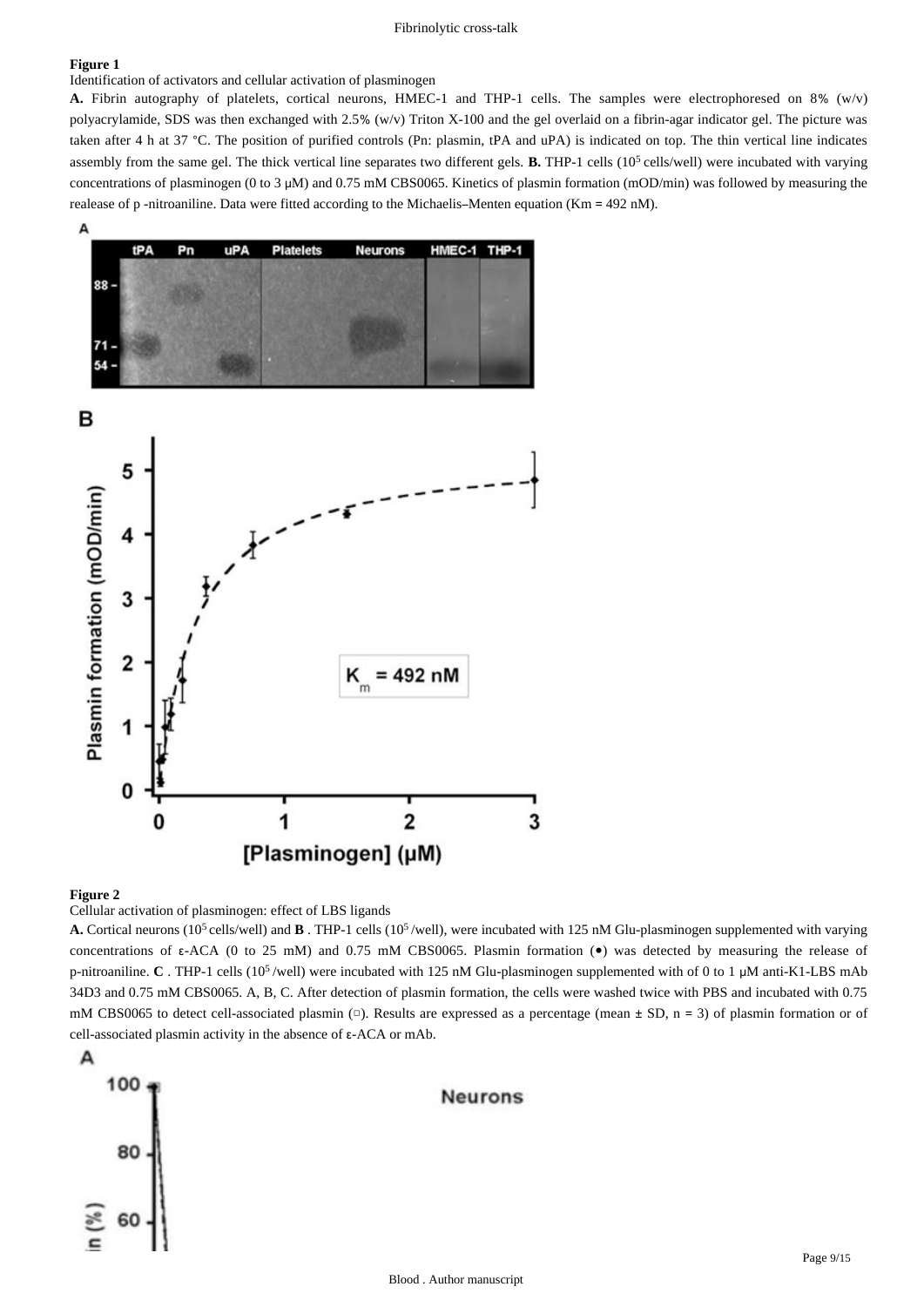**Figure 1**

Identification of activators and cellular activation of plasminogen

**A.** Fibrin autography of platelets, cortical neurons, HMEC-1 and THP-1 cells. The samples were electrophoresed on 8% (w/v) polyacrylamide, SDS was then exchanged with 2.5% (w/v) Triton X-100 and the gel overlaid on a fibrin-agar indicator gel. The picture was taken after 4 h at 37 °C. The position of purified controls (Pn: plasmin, tPA and uPA) is indicated on top. The thin vertical line indicates assembly from the same gel. The thick vertical line separates two different gels. **B.** THP-1 cells ($10^5$ cells/well) were incubated with varying concentrations of plasminogen (0 to 3 μM) and 0.75 mM CBS0065. Kinetics of plasmin formation (mOD/min) was followed by measuring the realease of p -nitroaniline. Data were fitted according to the Michaelis–Menten equation (Km = 492 nM).

**Figure 2**

Cellular activation of plasminogen: effect of LBS ligands

**A.** Cortical neurons ($10^5$ cells/well) and **B** . THP-1 cells ($10^5$ /well), were incubated with 125 nM Glu-plasminogen supplemented with varying concentrations of ε-ACA (0 to 25 mM) and 0.75 mM CBS0065. Plasmin formation (•) was detected by measuring the release of p-nitroaniline. **C** . THP-1 cells ($10^5$ /well) were incubated with 125 nM Glu-plasminogen supplemented with of 0 to 1 μM anti-K1-LBS mAb 34D3 and 0.75 mM CBS0065. A, B, C. After detection of plasmin formation, the cells were washed twice with PBS and incubated with 0.75 mM CBS0065 to detect cell-associated plasmin (□). Results are expressed as a percentage (mean ± SD, n = 3) of plasmin formation or of cell-associated plasmin activity in the absence of ε-ACA or mAb.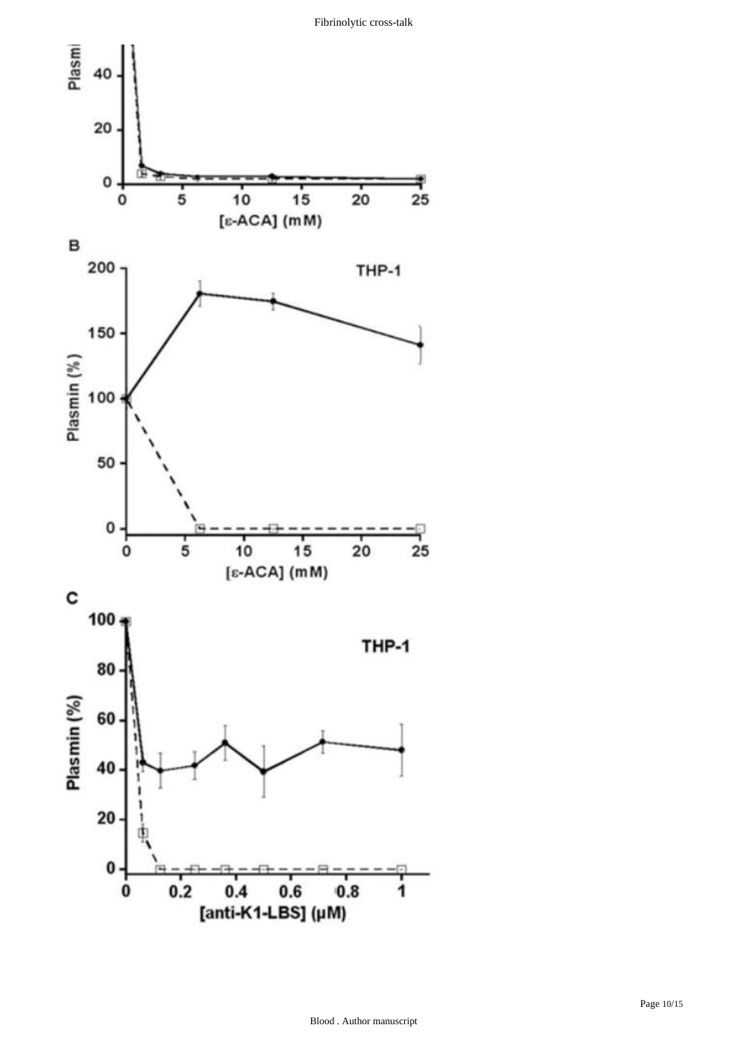Plasmi

40

20

0

0 5 10 15 20 25

[ε-ACA] (mM)

**B**

THP-1

Plasmin (%)

200

150

100

50

0

0 5 10 15 20 25

[ε-ACA] (mM)

**C**

THP-1

Plasmin (%)

100

80

60

40

20

0

0 0.2 0.4 0.6 0.8 1

[anti-K1-LBS] (μM)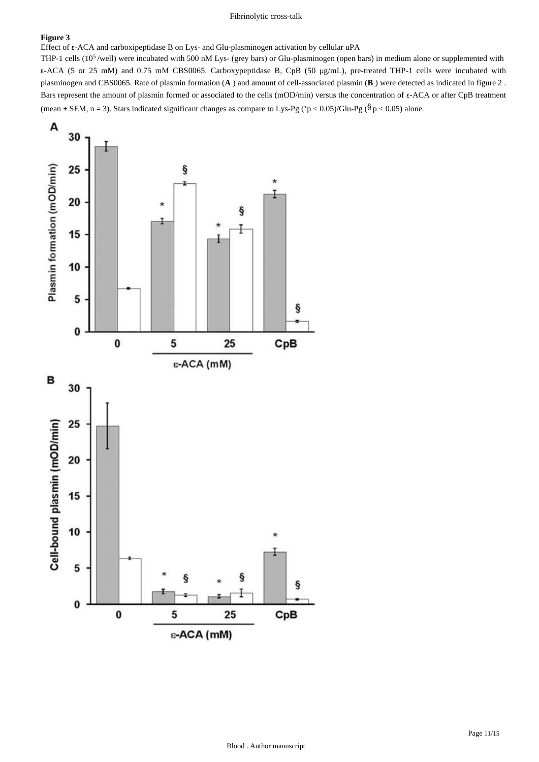**Figure 3**

Effect of ε-ACA and carboxipeptidase B on Lys- and Glu-plasminogen activation by cellular uPA

THP-1 cells ($10^5$ /well) were incubated with 500 nM Lys- (grey bars) or Glu-plasminogen (open bars) in medium alone or supplemented with ε-ACA (5 or 25 mM) and 0.75 mM CBS0065. Carboxypeptidase B, CpB (50 μg/mL), pre-treated THP-1 cells were incubated with plasminogen and CBS0065. Rate of plasmin formation (**A** ) and amount of cell-associated plasmin (**B** ) were detected as indicated in figure 2 . Bars represent the amount of plasmin formed or associated to the cells (mOD/min) versus the concentration of ε-ACA or after CpB treatment (mean ± SEM, n = 3). Stars indicated significant changes as compare to Lys-Pg (* $p < 0.05$)/Glu-Pg (§ $p < 0.05$) alone.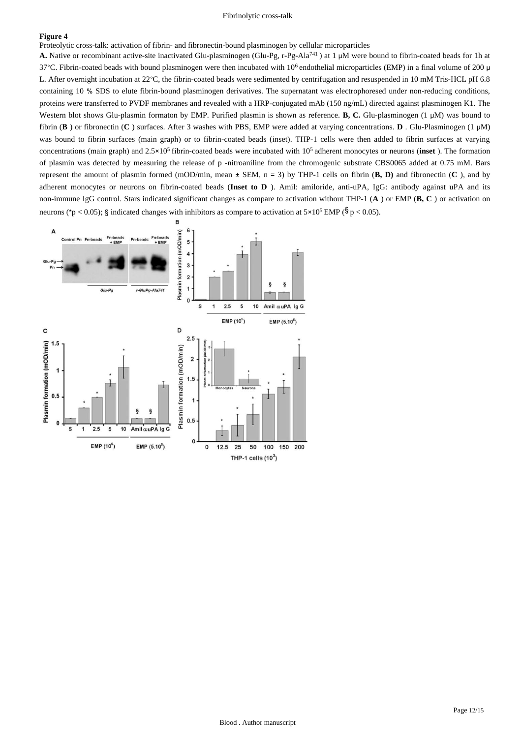**Figure 4**

Proteolytic cross-talk: activation of fibrin- and fibronectin-bound plasminogen by cellular microparticles

**A.** Native or recombinant active-site inactivated Glu-plasminogen (Glu-Pg, r-Pg-Ala$^{741}$ ) at 1 μM were bound to fibrin-coated beads for 1h at 37°C. Fibrin-coated beads with bound plasminogen were then incubated with $10^6$ endothelial microparticles (EMP) in a final volume of 200 μ L. After overnight incubation at 22°C, the fibrin-coated beads were sedimented by centrifugation and resuspended in 10 mM Tris-HCL pH 6.8 containing 10 % SDS to elute fibrin-bound plasminogen derivatives. The supernatant was electrophoresed under non-reducing conditions, proteins were transferred to PVDF membranes and revealed with a HRP-conjugated mAb (150 ng/mL) directed against plasminogen K1. The Western blot shows Glu-plasmin formaton by EMP. Purified plasmin is shown as reference. **B, C.** Glu-plasminogen (1 μM) was bound to fibrin (**B** ) or fibronectin (**C** ) surfaces. After 3 washes with PBS, EMP were added at varying concentrations. **D** . Glu-Plasminogen (1 μM) was bound to fibrin surfaces (main graph) or to fibrin-coated beads (inset). THP-1 cells were then added to fibrin surfaces at varying concentrations (main graph) and $2.5\times10^5$ fibrin-coated beads were incubated with $10^5$ adherent monocytes or neurons (**inset** ). The formation of plasmin was detected by measuring the release of p -nitroaniline from the chromogenic substrate CBS0065 added at 0.75 mM. Bars represent the amount of plasmin formed (mOD/min, mean ± SEM, n = 3) by THP-1 cells on fibrin (**B, D)** and fibronectin (**C** ), and by adherent monocytes or neurons on fibrin-coated beads (**Inset to D** ). Amil: amiloride, anti-uPA, IgG: antibody against uPA and its non-immune IgG control. Stars indicated significant changes as compare to activation without THP-1 (**A** ) or EMP (**B, C** ) or activation on neurons ($^*p < 0.05$); § indicated changes with inhibitors as compare to activation at $5\times10^5$ EMP (§ $p < 0.05$).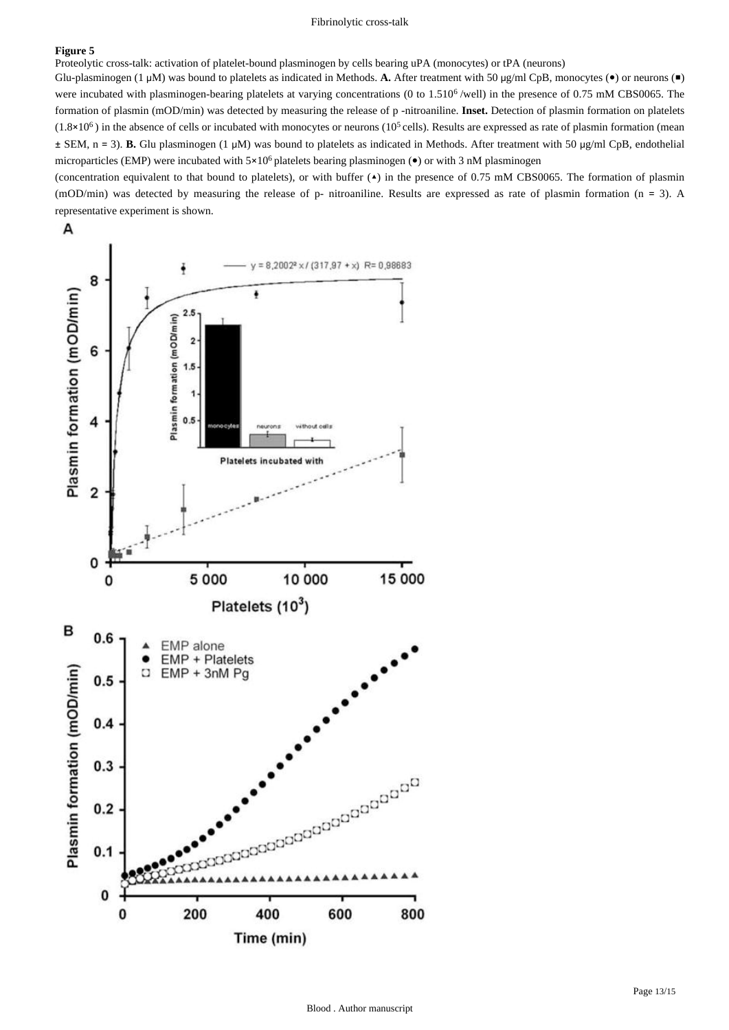**Figure 5**

Proteolytic cross-talk: activation of platelet-bound plasminogen by cells bearing uPA (monocytes) or tPA (neurons)

Glu-plasminogen (1 μM) was bound to platelets as indicated in Methods. **A.** After treatment with 50 μg/ml CpB, monocytes (•) or neurons (■) were incubated with plasminogen-bearing platelets at varying concentrations (0 to $1.5 10^6$ /well) in the presence of 0.75 mM CBS0065. The formation of plasmin (mOD/min) was detected by measuring the release of p -nitroaniline. **Inset.** Detection of plasmin formation on platelets ($1.8\times10^6$ ) in the absence of cells or incubated with monocytes or neurons ($10^5$ cells). Results are expressed as rate of plasmin formation (mean ± SEM, n = 3). **B.** Glu plasminogen (1 μM) was bound to platelets as indicated in Methods. After treatment with 50 μg/ml CpB, endothelial microparticles (EMP) were incubated with $5\times10^6$ platelets bearing plasminogen (•) or with 3 nM plasminogen (concentration equivalent to that bound to platelets), or with buffer (▴) in the presence of 0.75 mM CBS0065. The formation of plasmin (mOD/min) was detected by measuring the release of p- nitroaniline. Results are expressed as rate of plasmin formation (n = 3). A representative experiment is shown.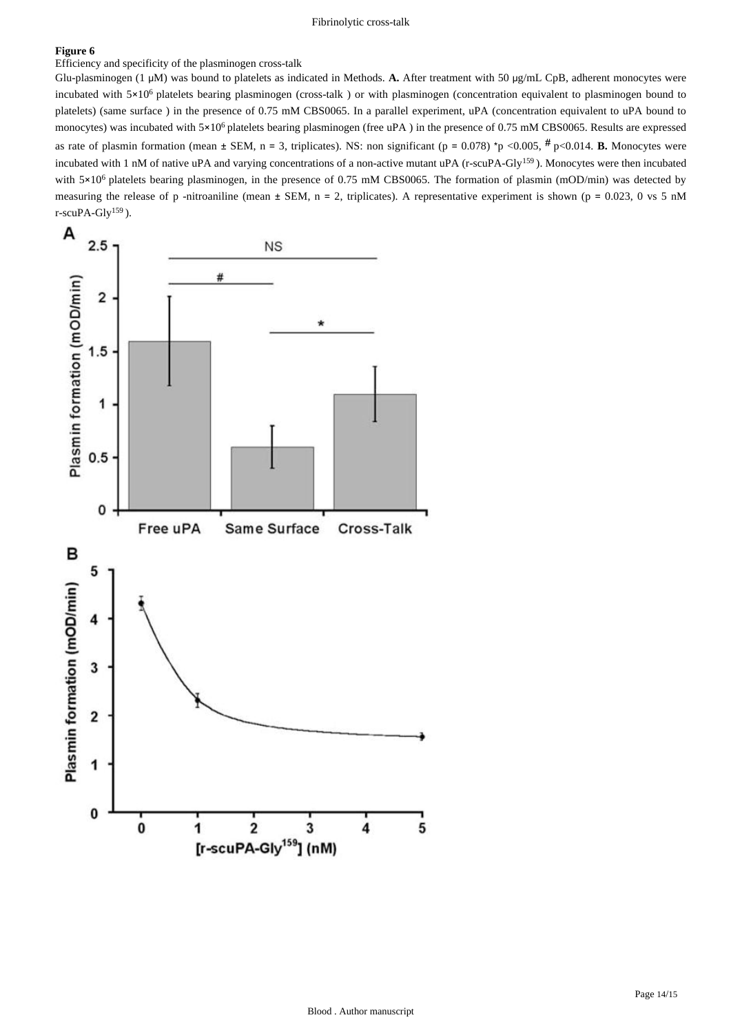**Figure 6**

Efficiency and specificity of the plasminogen cross-talk

Glu-plasminogen (1 μM) was bound to platelets as indicated in Methods. **A.** After treatment with 50 μg/mL CpB, adherent monocytes were incubated with $5\times10^6$ platelets bearing plasminogen (cross-talk ) or with plasminogen (concentration equivalent to plasminogen bound to platelets) (same surface ) in the presence of 0.75 mM CBS0065. In a parallel experiment, uPA (concentration equivalent to uPA bound to monocytes) was incubated with $5\times10^6$ platelets bearing plasminogen (free uPA ) in the presence of 0.75 mM CBS0065. Results are expressed as rate of plasmin formation (mean ± SEM, n = 3, triplicates). NS: non significant ($p = 0.078$) *$p < 0.005$, # $p < 0.014$. **B.** Monocytes were incubated with 1 nM of native uPA and varying concentrations of a non-active mutant uPA (r-scuPA-$Gly^{159}$ ). Monocytes were then incubated with $5\times10^6$ platelets bearing plasminogen, in the presence of 0.75 mM CBS0065. The formation of plasmin (mOD/min) was detected by measuring the release of p -nitroaniline (mean ± SEM, n = 2, triplicates). A representative experiment is shown ($p = 0.023$, 0 vs 5 nM r-scuPA-$Gly^{159}$ ).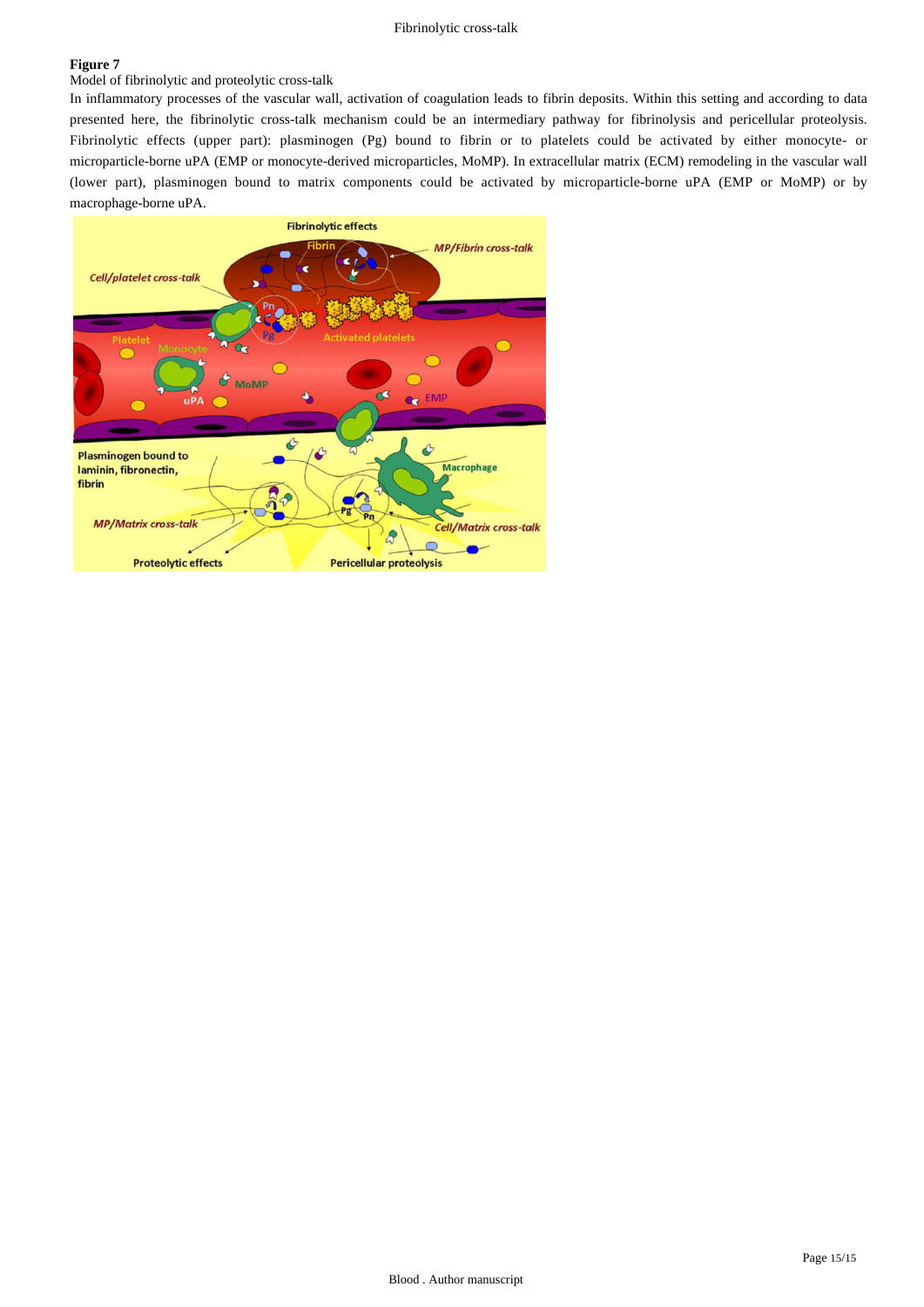**Figure 7**

Model of fibrinolytic and proteolytic cross-talk

In inflammatory processes of the vascular wall, activation of coagulation leads to fibrin deposits. Within this setting and according to data presented here, the fibrinolytic cross-talk mechanism could be an intermediary pathway for fibrinolysis and pericellular proteolysis. Fibrinolytic effects (upper part): plasminogen (Pg) bound to fibrin or to platelets could be activated by either monocyte- or microparticle-borne uPA (EMP or monocyte-derived microparticles, MoMP). In extracellular matrix (ECM) remodeling in the vascular wall (lower part), plasminogen bound to matrix components could be activated by microparticle-borne uPA (EMP or MoMP) or by macrophage-borne uPA.

Fibrinolytic effects
Fibrin
MP/Fibrin cross-talk
Cell/platelet cross-talk
Pn
Pg
Activated platelets
Platelet
Monocyte
MoMP
uPA
EMP
Plasminogen bound to laminin, fibronectin, fibrin
Macrophage
MP/Matrix cross-talk
Pg
Pn
Cell/Matrix cross-talk
Proteolytic effects
Pericellular proteolysis